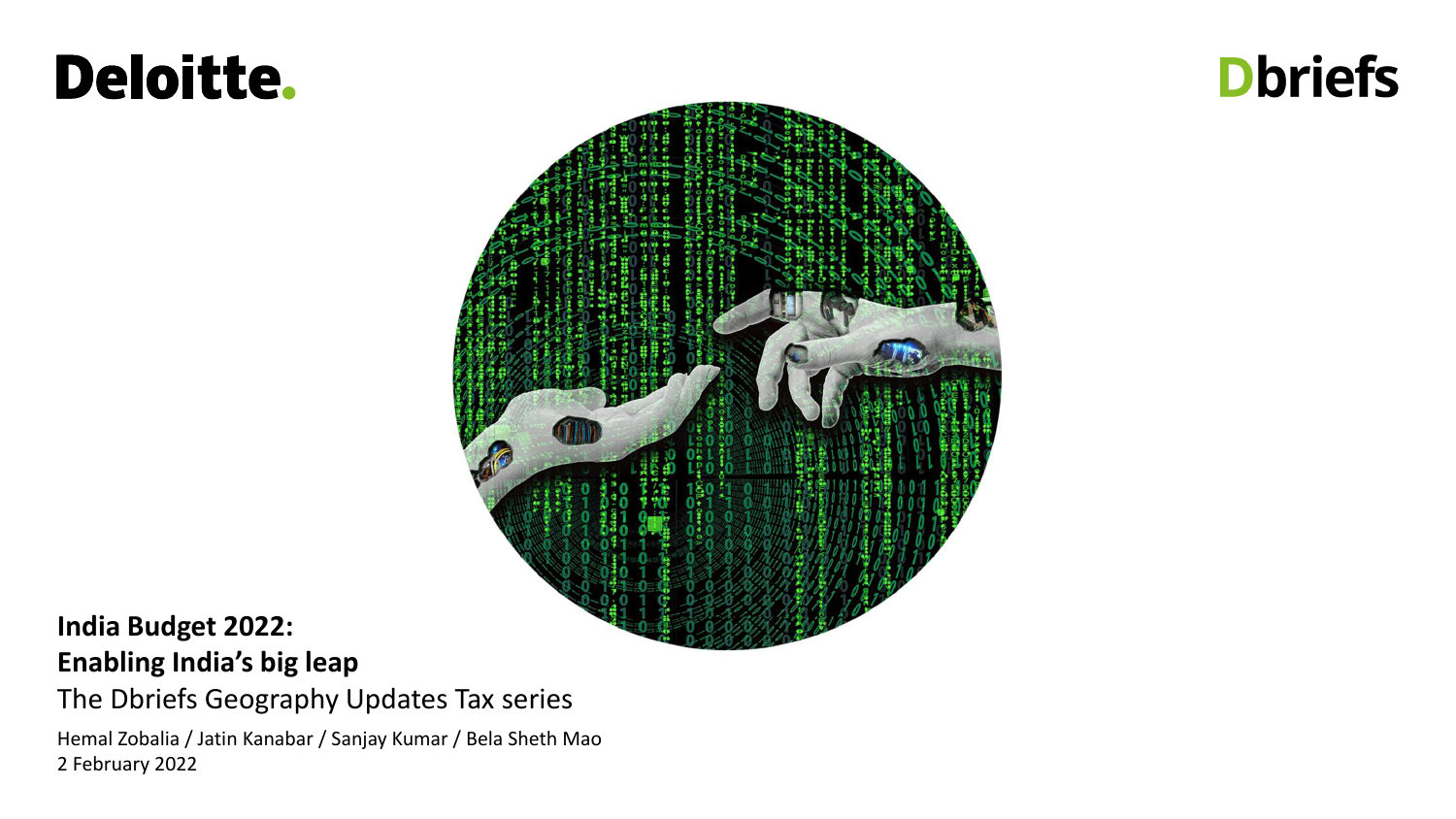Deloitte.

Dbriefs

# India Budget 2022: Enabling India's big leap

The Dbriefs Geography Updates Tax series

Hemal Zobalia / Jatin Kanabar / Sanjay Kumar / Bela Sheth Mao

2 February 2022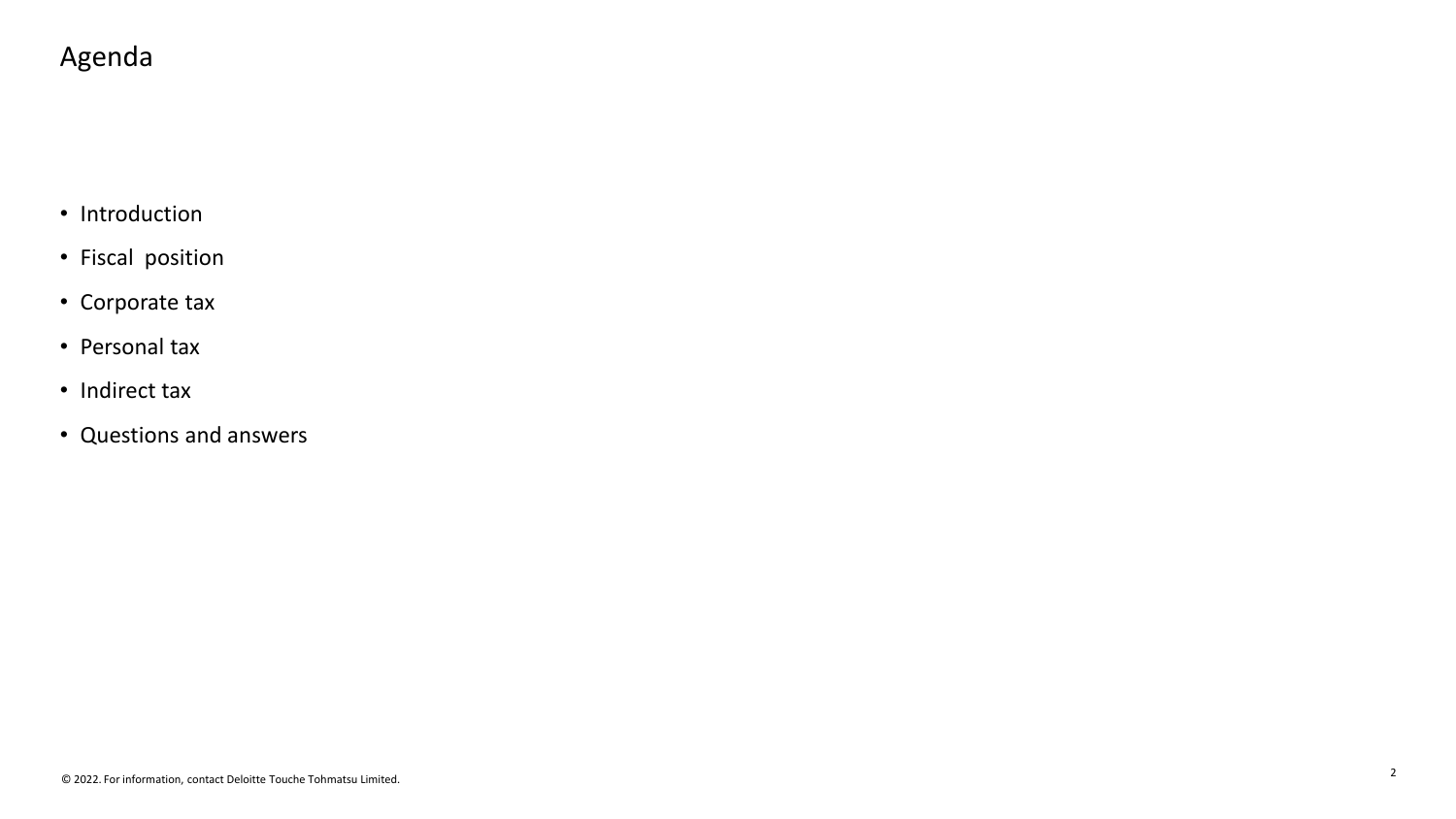# Agenda

- Introduction
- Fiscal position
- Corporate tax
- Personal tax
- Indirect tax
- Questions and answers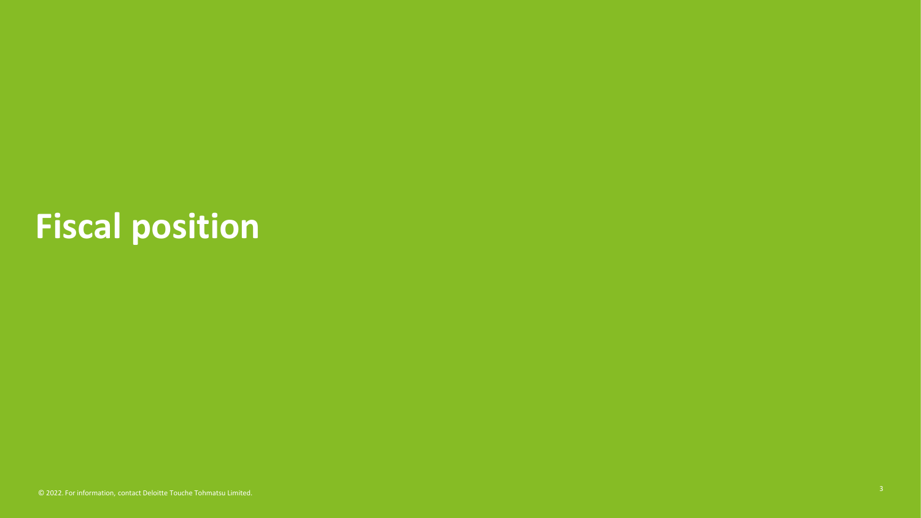# Fiscal position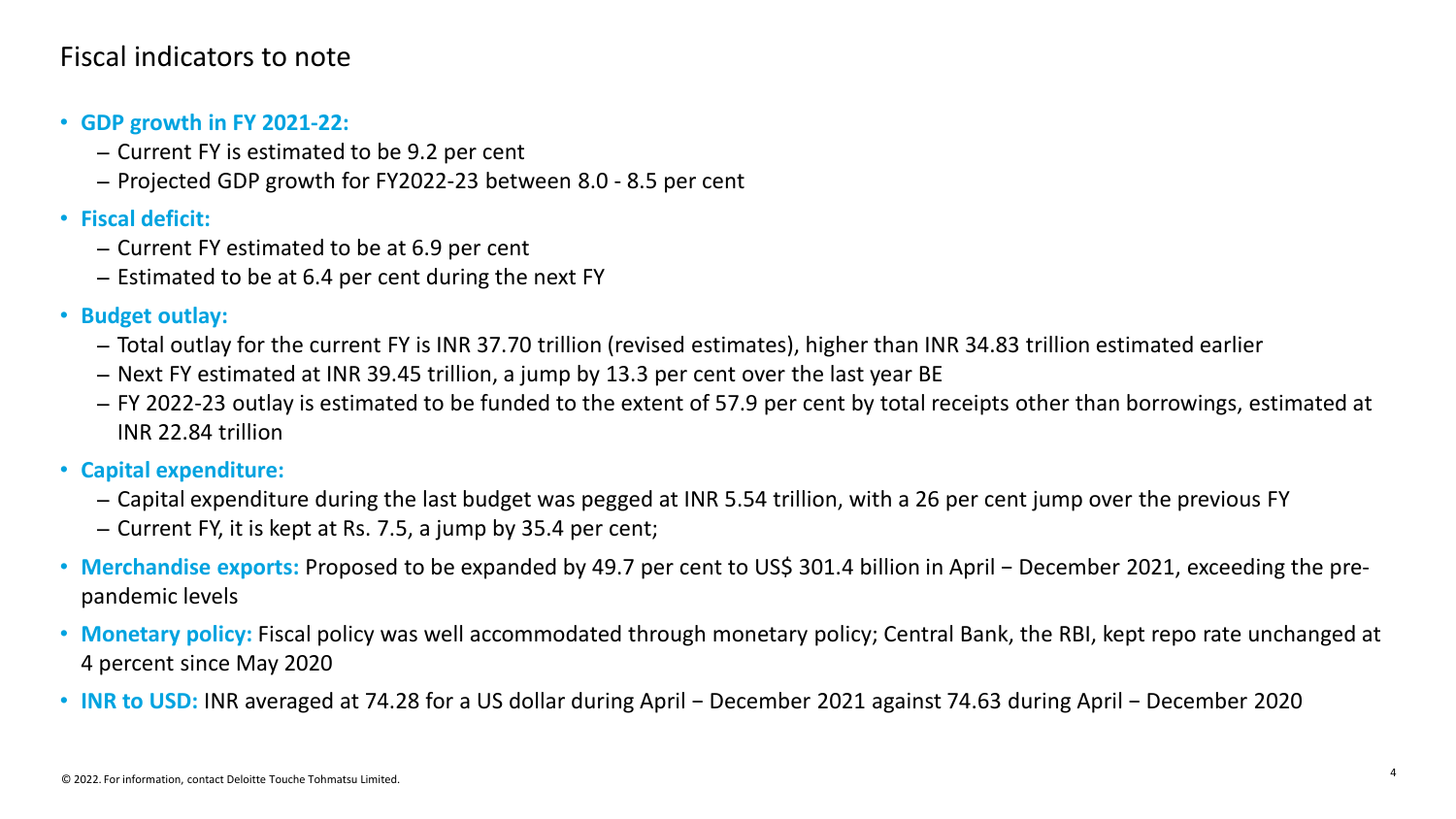# Fiscal indicators to note

- **GDP growth in FY 2021-22:**
  - Current FY is estimated to be 9.2 per cent
  - Projected GDP growth for FY2022-23 between 8.0 - 8.5 per cent
- **Fiscal deficit:**
  - Current FY estimated to be at 6.9 per cent
  - Estimated to be at 6.4 per cent during the next FY
- **Budget outlay:**
  - Total outlay for the current FY is INR 37.70 trillion (revised estimates), higher than INR 34.83 trillion estimated earlier
  - Next FY estimated at INR 39.45 trillion, a jump by 13.3 per cent over the last year BE
  - FY 2022-23 outlay is estimated to be funded to the extent of 57.9 per cent by total receipts other than borrowings, estimated at INR 22.84 trillion
- **Capital expenditure:**
  - Capital expenditure during the last budget was pegged at INR 5.54 trillion, with a 26 per cent jump over the previous FY
  - Current FY, it is kept at Rs. 7.5, a jump by 35.4 per cent;
- **Merchandise exports:** Proposed to be expanded by 49.7 per cent to US$ 301.4 billion in April − December 2021, exceeding the pre-pandemic levels
- **Monetary policy:** Fiscal policy was well accommodated through monetary policy; Central Bank, the RBI, kept repo rate unchanged at 4 percent since May 2020
- **INR to USD:** INR averaged at 74.28 for a US dollar during April − December 2021 against 74.63 during April − December 2020

© 2022. For information, contact Deloitte Touche Tohmatsu Limited.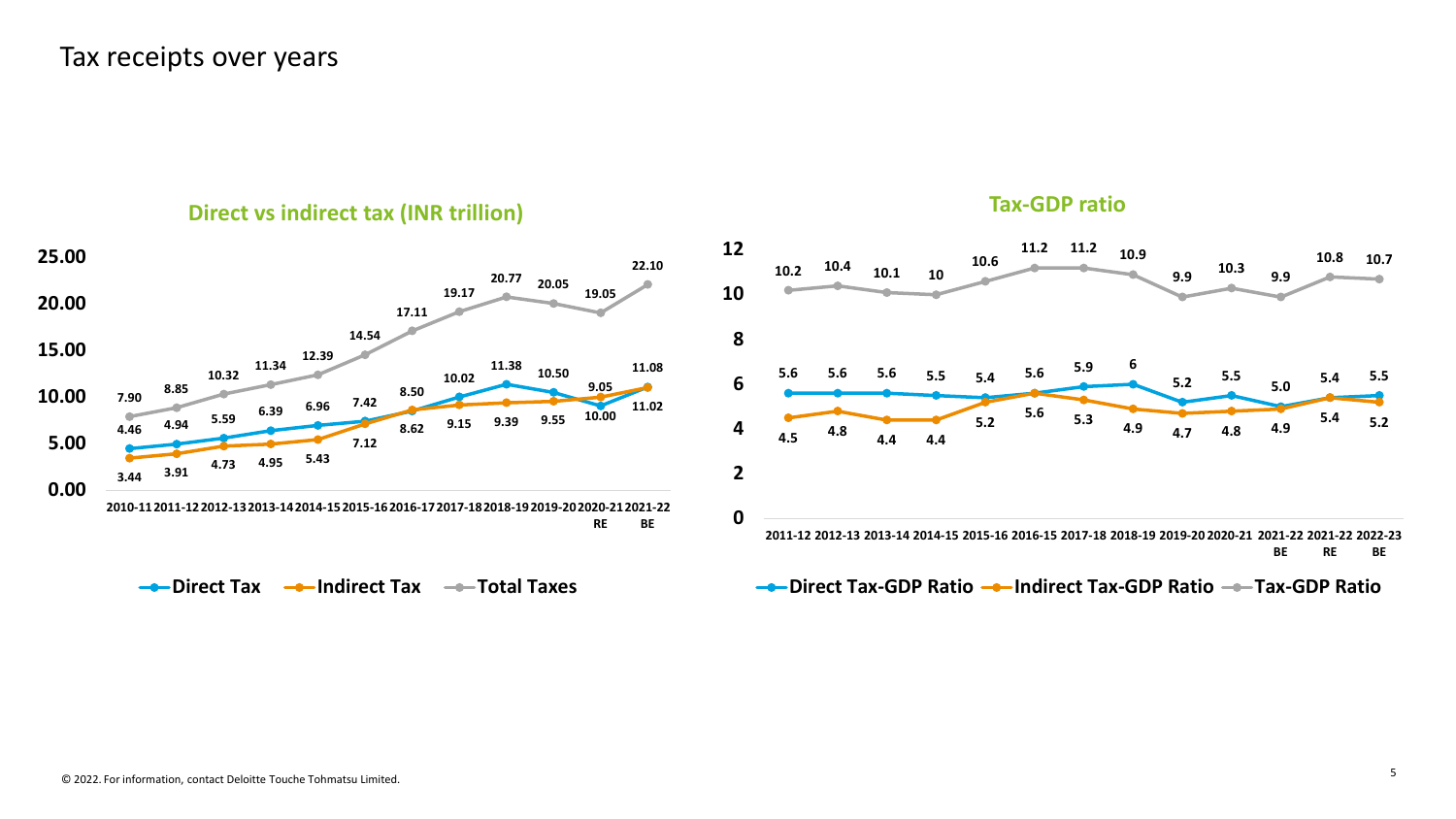# Tax receipts over years

## Direct vs indirect tax (INR trillion)

| Year | Direct Tax | Indirect Tax | Total Taxes |
|---|---|---|---|
| 2010-11 | 4.46 | 3.44 | 7.90 |
| 2011-12 | 4.94 | 3.91 | 8.85 |
| 2012-13 | 5.59 | 4.73 | 10.32 |
| 2013-14 | 6.39 | 4.95 | 11.34 |
| 2014-15 | 6.96 | 5.43 | 12.39 |
| 2015-16 | 7.42 | 7.12 | 14.54 |
| 2016-17 | 8.50 | 8.62 | 17.11 |
| 2017-18 | 10.02 | 9.15 | 19.17 |
| 2018-19 | 11.38 | 9.39 | 20.77 |
| 2019-20 | 10.50 | 9.55 | 20.05 |
| 2020-21 RE | 9.05 | 10.00 | 19.05 |
| 2021-22 BE | 11.08 | 11.02 | 22.10 |

## Tax-GDP ratio

| Year | Direct Tax-GDP Ratio | Indirect Tax-GDP Ratio | Tax-GDP Ratio |
|---|---|---|---|
| 2011-12 | 5.6 | 4.5 | 10.2 |
| 2012-13 | 5.6 | 4.8 | 10.4 |
| 2013-14 | 5.6 | 4.4 | 10.1 |
| 2014-15 | 5.5 | 4.4 | 10 |
| 2015-16 | 5.4 | 5.2 | 10.6 |
| 2016-15 | 5.6 | 5.6 | 11.2 |
| 2017-18 | 5.9 | 5.3 | 11.2 |
| 2018-19 | 6 | 4.9 | 10.9 |
| 2019-20 | 5.2 | 4.7 | 9.9 |
| 2020-21 | 5.5 | 4.8 | 10.3 |
| 2021-22 BE | 5.0 | 4.9 | 9.9 |
| 2021-22 RE | 5.4 | 5.4 | 10.8 |
| 2022-23 BE | 5.5 | 5.2 | 10.7 |

© 2022. For information, contact Deloitte Touche Tohmatsu Limited.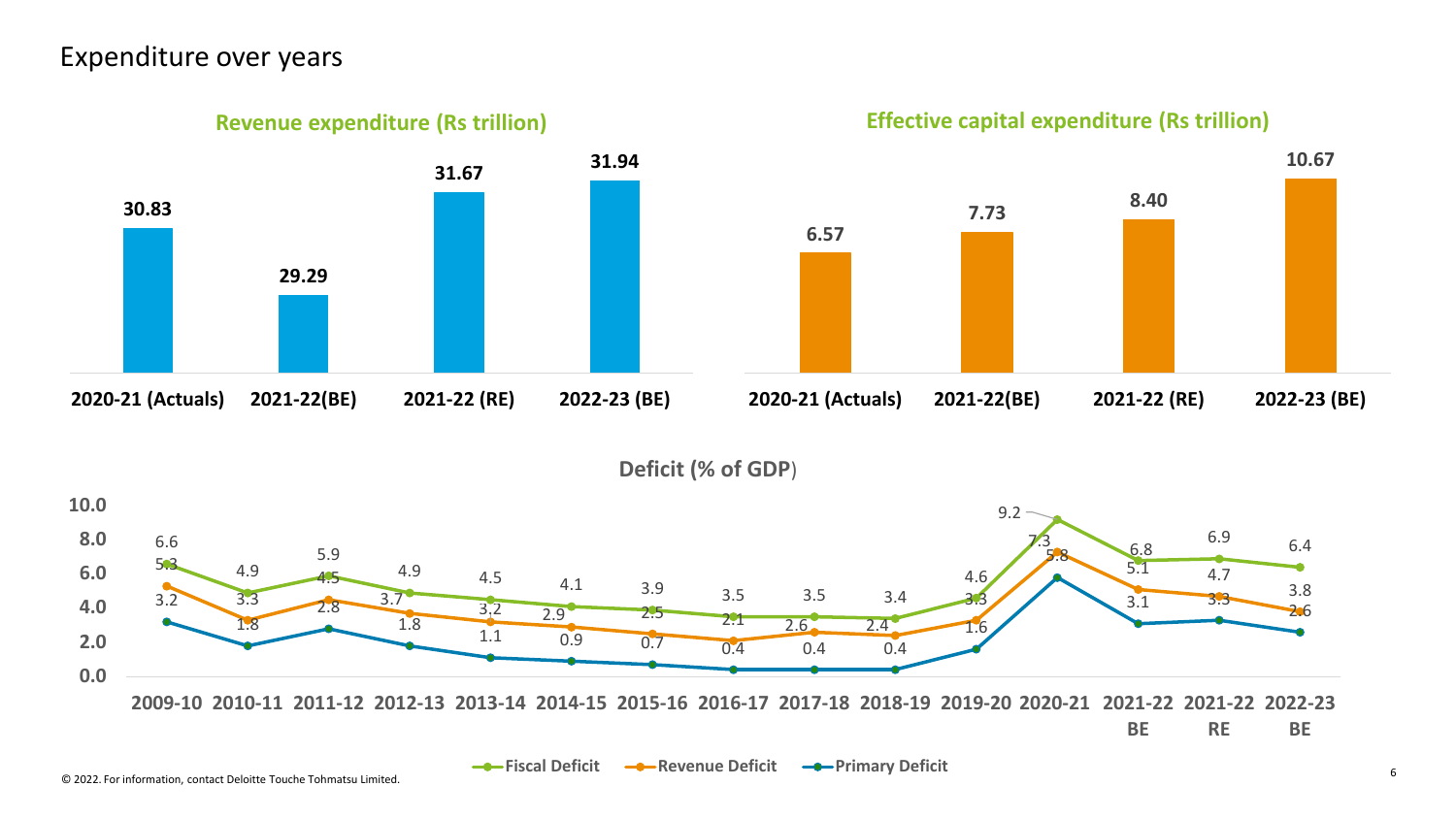# Expenditure over years

## Revenue expenditure (Rs trillion)

| 2020-21 (Actuals) | 2021-22(BE) | 2021-22 (RE) | 2022-23 (BE) |
|---|---|---|---|
| 30.83 | 29.29 | 31.67 | 31.94 |

## Effective capital expenditure (Rs trillion)

| 2020-21 (Actuals) | 2021-22(BE) | 2021-22 (RE) | 2022-23 (BE) |
|---|---|---|---|
| 6.57 | 7.73 | 8.40 | 10.67 |

## Deficit (% of GDP)

| Year | Fiscal Deficit | Revenue Deficit | Primary Deficit |
|---|---|---|---|
| 2009-10 | 6.6 | 5.3 | 3.2 |
| 2010-11 | 4.9 | 3.3 | 1.8 |
| 2011-12 | 5.9 | 4.5 | 2.8 |
| 2012-13 | 4.9 | 3.7 | 1.8 |
| 2013-14 | 4.5 | 3.2 | 1.1 |
| 2014-15 | 4.1 | 2.9 | 0.9 |
| 2015-16 | 3.9 | 2.5 | 0.7 |
| 2016-17 | 3.5 | 2.1 | 0.4 |
| 2017-18 | 3.5 | 2.6 | 0.4 |
| 2018-19 | 3.4 | 2.4 | 0.4 |
| 2019-20 | 4.6 | 3.3 | 1.6 |
| 2020-21 | 9.2 | 7.3 | 5.8 |
| 2021-22 BE | 6.8 | 5.1 | 3.1 |
| 2021-22 RE | 6.9 | 4.7 | 3.3 |
| 2022-23 BE | 6.4 | 3.8 | 2.6 |

© 2022. For information, contact Deloitte Touche Tohmatsu Limited.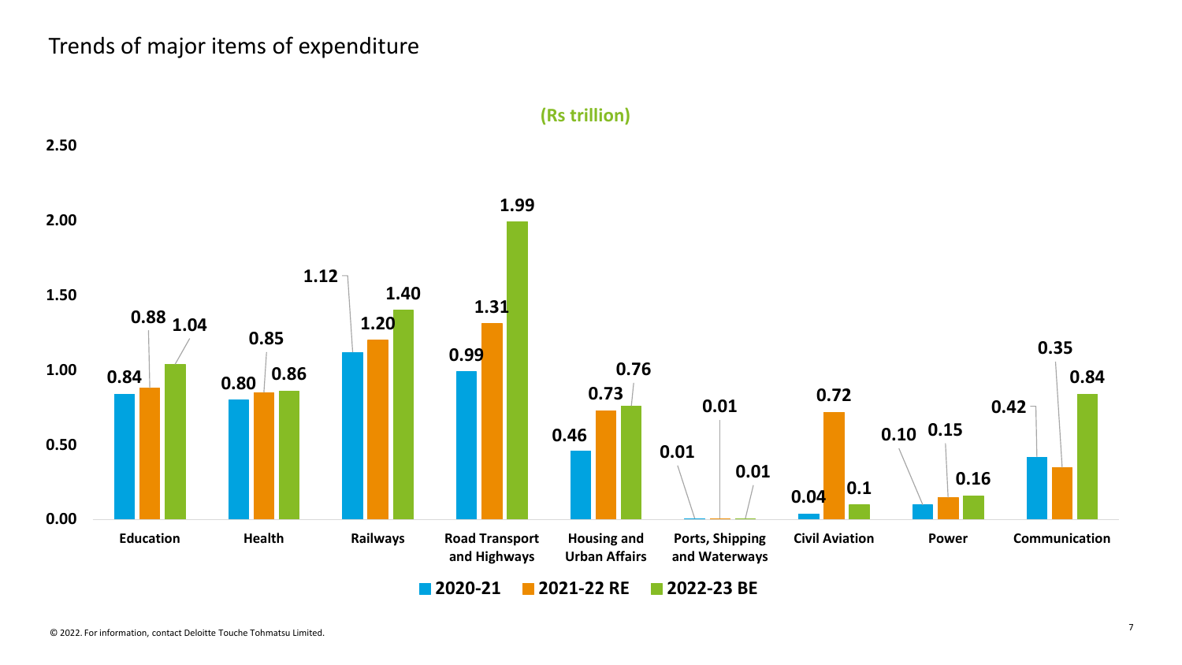# Trends of major items of expenditure

(Rs trillion)

| | 2020-21 | 2021-22 RE | 2022-23 BE |
|---|---|---|---|
| Education | 0.84 | 0.88 | 1.04 |
| Health | 0.80 | 0.85 | 0.86 |
| Railways | 1.12 | 1.20 | 1.40 |
| Road Transport and Highways | 0.99 | 1.31 | 1.99 |
| Housing and Urban Affairs | 0.46 | 0.73 | 0.76 |
| Ports, Shipping and Waterways | 0.01 | 0.01 | 0.01 |
| Civil Aviation | 0.04 | 0.72 | 0.1 |
| Power | 0.10 | 0.15 | 0.16 |
| Communication | 0.42 | 0.35 | 0.84 |

© 2022. For information, contact Deloitte Touche Tohmatsu Limited.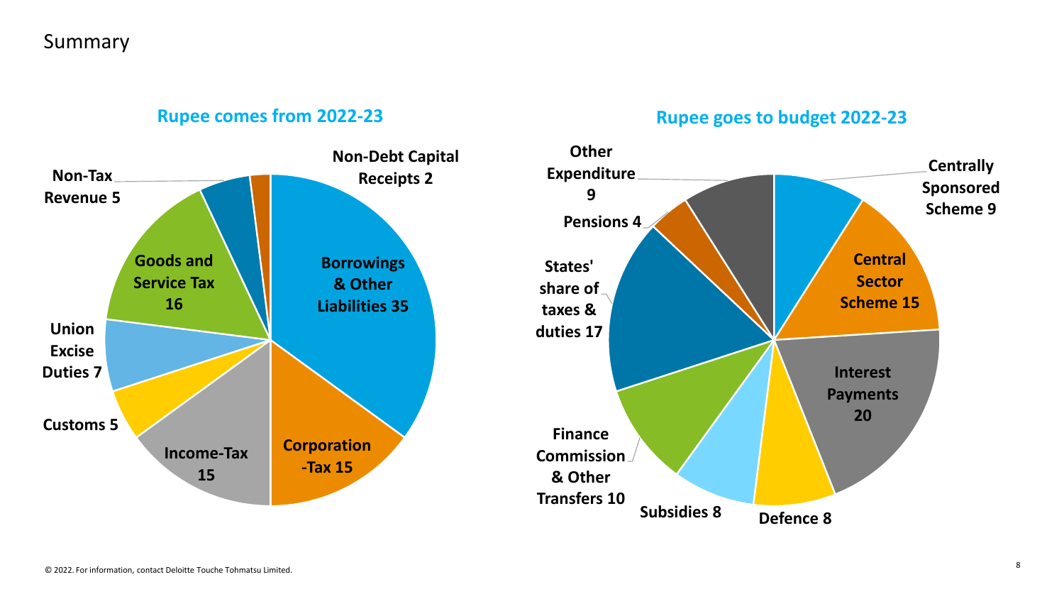# Summary

## Rupee comes from 2022-23

| Source | Share |
| --- | --- |
| Borrowings & Other Liabilities | 35 |
| Corporation-Tax | 15 |
| Income-Tax | 15 |
| Customs | 5 |
| Union Excise Duties | 7 |
| Goods and Service Tax | 16 |
| Non-Tax Revenue | 5 |
| Non-Debt Capital Receipts | 2 |

## Rupee goes to budget 2022-23

| Expenditure | Share |
| --- | --- |
| Centrally Sponsored Scheme | 9 |
| Central Sector Scheme | 15 |
| Interest Payments | 20 |
| Defence | 8 |
| Subsidies | 8 |
| Finance Commission & Other Transfers | 10 |
| States' share of taxes & duties | 17 |
| Pensions | 4 |
| Other Expenditure | 9 |

© 2022. For information, contact Deloitte Touche Tohmatsu Limited.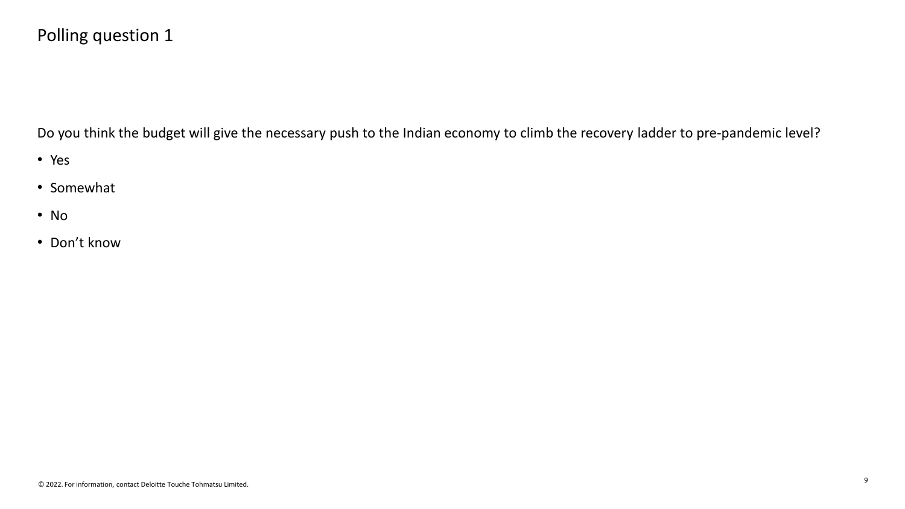# Polling question 1

Do you think the budget will give the necessary push to the Indian economy to climb the recovery ladder to pre-pandemic level?

- Yes
- Somewhat
- No
- Don’t know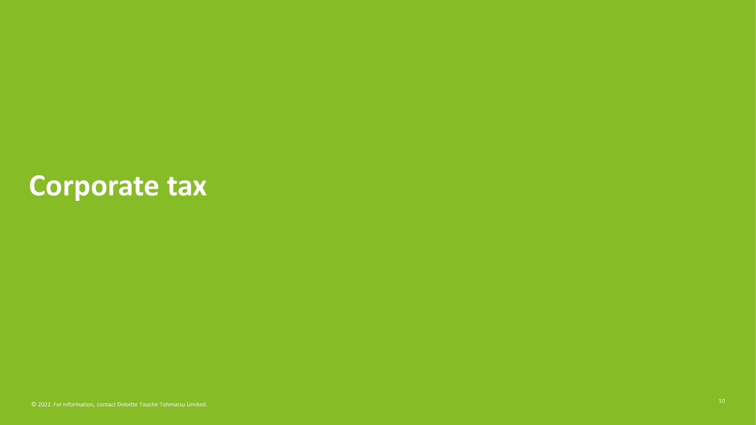# Corporate tax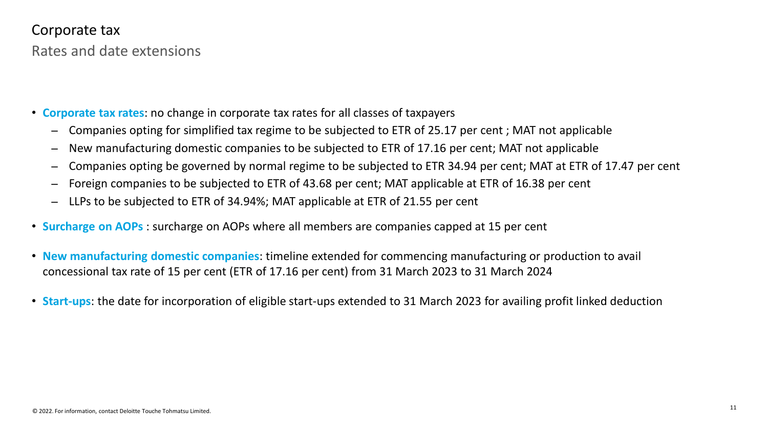# Corporate tax

## Rates and date extensions

- **Corporate tax rates**: no change in corporate tax rates for all classes of taxpayers
  - Companies opting for simplified tax regime to be subjected to ETR of 25.17 per cent ; MAT not applicable
  - New manufacturing domestic companies to be subjected to ETR of 17.16 per cent; MAT not applicable
  - Companies opting be governed by normal regime to be subjected to ETR 34.94 per cent; MAT at ETR of 17.47 per cent
  - Foreign companies to be subjected to ETR of 43.68 per cent; MAT applicable at ETR of 16.38 per cent
  - LLPs to be subjected to ETR of 34.94%; MAT applicable at ETR of 21.55 per cent
- **Surcharge on AOPs** : surcharge on AOPs where all members are companies capped at 15 per cent
- **New manufacturing domestic companies**: timeline extended for commencing manufacturing or production to avail concessional tax rate of 15 per cent (ETR of 17.16 per cent) from 31 March 2023 to 31 March 2024
- **Start-ups**: the date for incorporation of eligible start-ups extended to 31 March 2023 for availing profit linked deduction

© 2022. For information, contact Deloitte Touche Tohmatsu Limited.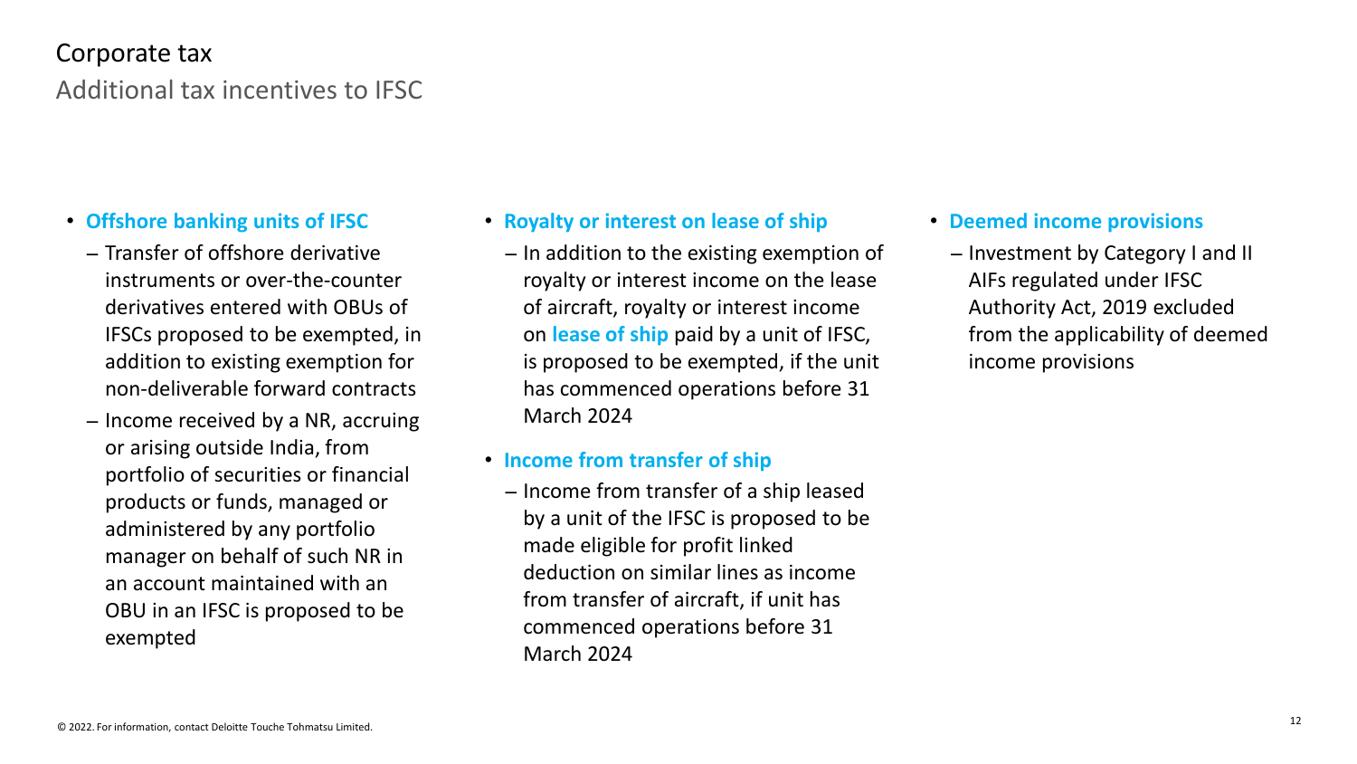# Corporate tax

## Additional tax incentives to IFSC

- **Offshore banking units of IFSC**
  - Transfer of offshore derivative instruments or over-the-counter derivatives entered with OBUs of IFSCs proposed to be exempted, in addition to existing exemption for non-deliverable forward contracts
  - Income received by a NR, accruing or arising outside India, from portfolio of securities or financial products or funds, managed or administered by any portfolio manager on behalf of such NR in an account maintained with an OBU in an IFSC is proposed to be exempted

- **Royalty or interest on lease of ship**
  - In addition to the existing exemption of royalty or interest income on the lease of aircraft, royalty or interest income on **lease of ship** paid by a unit of IFSC, is proposed to be exempted, if the unit has commenced operations before 31 March 2024

- **Income from transfer of ship**
  - Income from transfer of a ship leased by a unit of the IFSC is proposed to be made eligible for profit linked deduction on similar lines as income from transfer of aircraft, if unit has commenced operations before 31 March 2024

- **Deemed income provisions**
  - Investment by Category I and II AIFs regulated under IFSC Authority Act, 2019 excluded from the applicability of deemed income provisions

© 2022. For information, contact Deloitte Touche Tohmatsu Limited.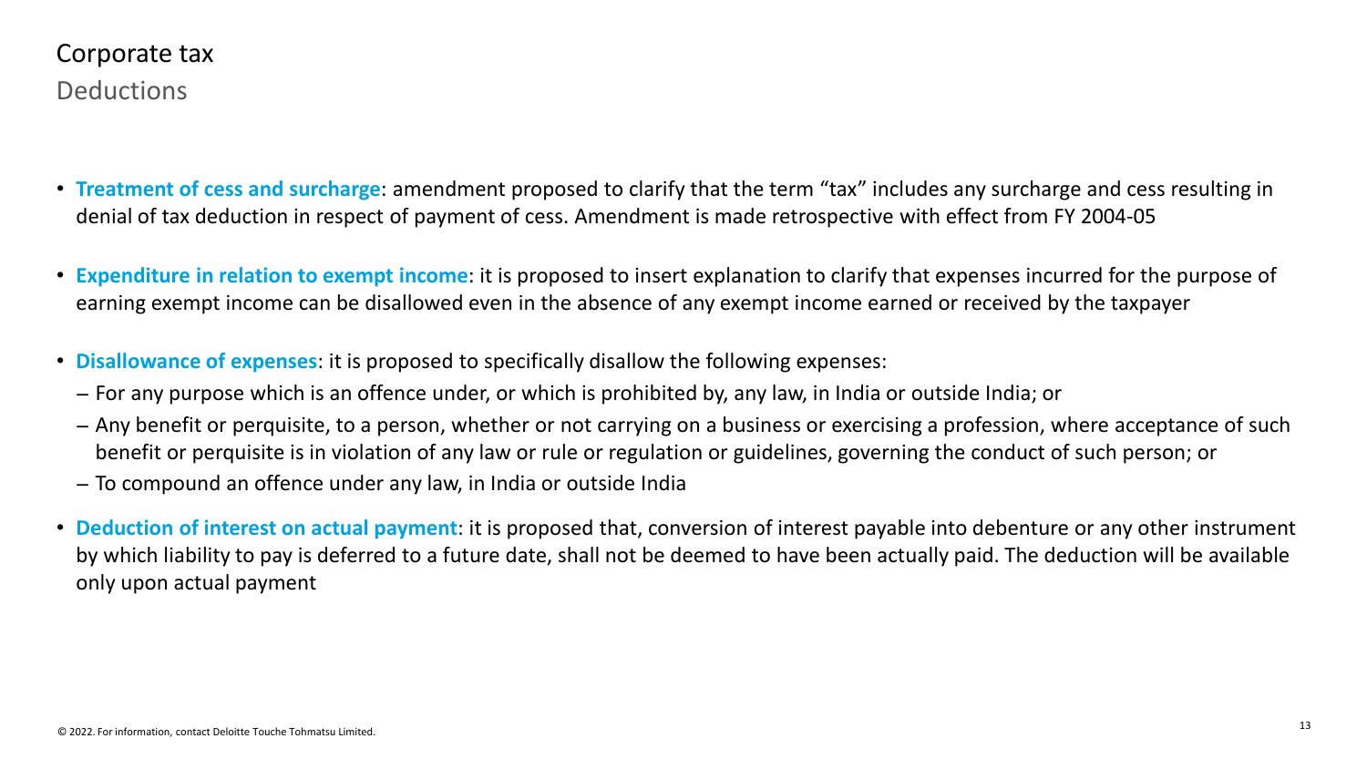# Corporate tax

## Deductions

- **Treatment of cess and surcharge**: amendment proposed to clarify that the term "tax" includes any surcharge and cess resulting in denial of tax deduction in respect of payment of cess. Amendment is made retrospective with effect from FY 2004-05
- **Expenditure in relation to exempt income**: it is proposed to insert explanation to clarify that expenses incurred for the purpose of earning exempt income can be disallowed even in the absence of any exempt income earned or received by the taxpayer
- **Disallowance of expenses**: it is proposed to specifically disallow the following expenses:
  - For any purpose which is an offence under, or which is prohibited by, any law, in India or outside India; or
  - Any benefit or perquisite, to a person, whether or not carrying on a business or exercising a profession, where acceptance of such benefit or perquisite is in violation of any law or rule or regulation or guidelines, governing the conduct of such person; or
  - To compound an offence under any law, in India or outside India
- **Deduction of interest on actual payment**: it is proposed that, conversion of interest payable into debenture or any other instrument by which liability to pay is deferred to a future date, shall not be deemed to have been actually paid. The deduction will be available only upon actual payment

© 2022. For information, contact Deloitte Touche Tohmatsu Limited.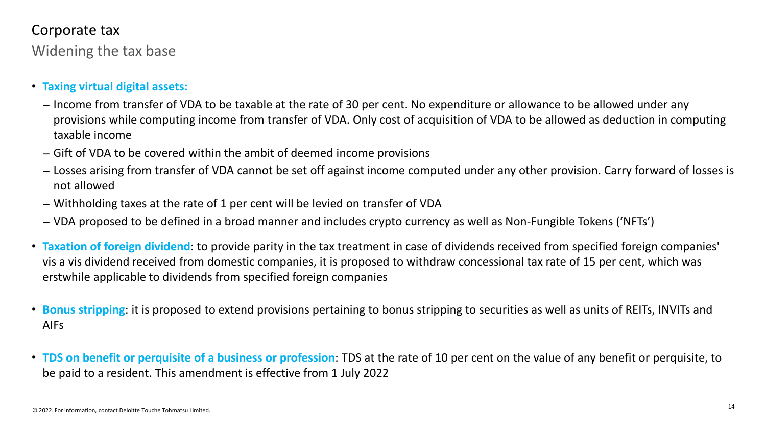# Corporate tax

## Widening the tax base

- **Taxing virtual digital assets:**
  - Income from transfer of VDA to be taxable at the rate of 30 per cent. No expenditure or allowance to be allowed under any provisions while computing income from transfer of VDA. Only cost of acquisition of VDA to be allowed as deduction in computing taxable income
  - Gift of VDA to be covered within the ambit of deemed income provisions
  - Losses arising from transfer of VDA cannot be set off against income computed under any other provision. Carry forward of losses is not allowed
  - Withholding taxes at the rate of 1 per cent will be levied on transfer of VDA
  - VDA proposed to be defined in a broad manner and includes crypto currency as well as Non-Fungible Tokens ('NFTs')
- **Taxation of foreign dividend**: to provide parity in the tax treatment in case of dividends received from specified foreign companies' vis a vis dividend received from domestic companies, it is proposed to withdraw concessional tax rate of 15 per cent, which was erstwhile applicable to dividends from specified foreign companies
- **Bonus stripping**: it is proposed to extend provisions pertaining to bonus stripping to securities as well as units of REITs, INVITs and AIFs
- **TDS on benefit or perquisite of a business or profession**: TDS at the rate of 10 per cent on the value of any benefit or perquisite, to be paid to a resident. This amendment is effective from 1 July 2022

© 2022. For information, contact Deloitte Touche Tohmatsu Limited.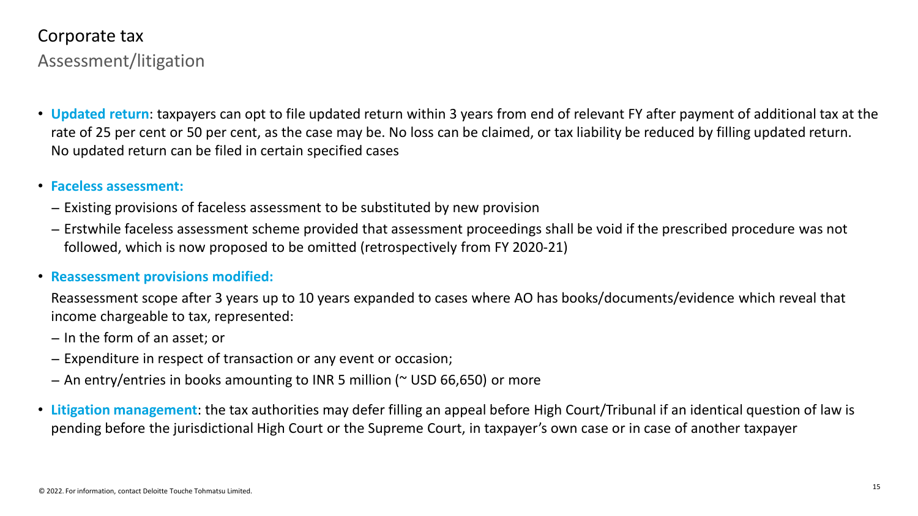# Corporate tax

## Assessment/litigation

- **Updated return**: taxpayers can opt to file updated return within 3 years from end of relevant FY after payment of additional tax at the rate of 25 per cent or 50 per cent, as the case may be. No loss can be claimed, or tax liability be reduced by filling updated return. No updated return can be filed in certain specified cases
- **Faceless assessment:**
  - Existing provisions of faceless assessment to be substituted by new provision
  - Erstwhile faceless assessment scheme provided that assessment proceedings shall be void if the prescribed procedure was not followed, which is now proposed to be omitted (retrospectively from FY 2020-21)
- **Reassessment provisions modified:**

  Reassessment scope after 3 years up to 10 years expanded to cases where AO has books/documents/evidence which reveal that income chargeable to tax, represented:
  - In the form of an asset; or
  - Expenditure in respect of transaction or any event or occasion;
  - An entry/entries in books amounting to INR 5 million (~ USD 66,650) or more
- **Litigation management**: the tax authorities may defer filling an appeal before High Court/Tribunal if an identical question of law is pending before the jurisdictional High Court or the Supreme Court, in taxpayer's own case or in case of another taxpayer

© 2022. For information, contact Deloitte Touche Tohmatsu Limited.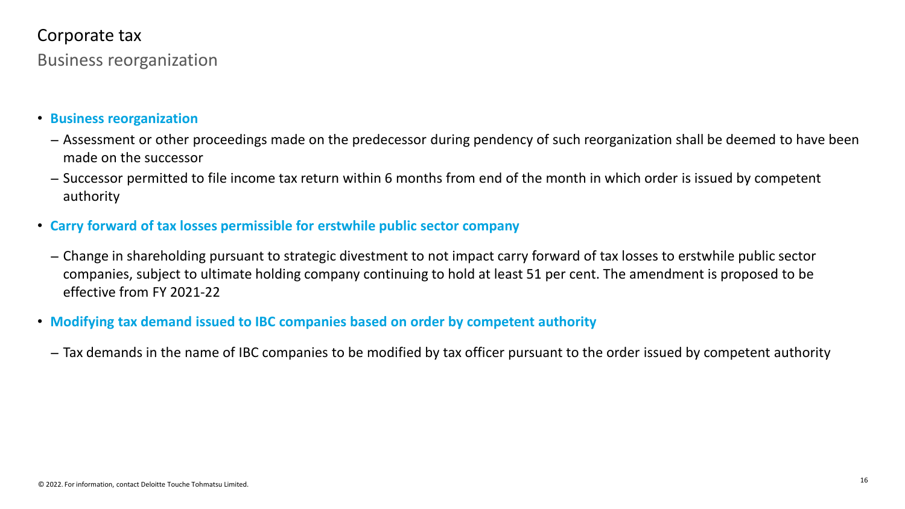# Corporate tax

## Business reorganization

- **Business reorganization**
  - Assessment or other proceedings made on the predecessor during pendency of such reorganization shall be deemed to have been made on the successor
  - Successor permitted to file income tax return within 6 months from end of the month in which order is issued by competent authority
- **Carry forward of tax losses permissible for erstwhile public sector company**
  - Change in shareholding pursuant to strategic divestment to not impact carry forward of tax losses to erstwhile public sector companies, subject to ultimate holding company continuing to hold at least 51 per cent. The amendment is proposed to be effective from FY 2021-22
- **Modifying tax demand issued to IBC companies based on order by competent authority**
  - Tax demands in the name of IBC companies to be modified by tax officer pursuant to the order issued by competent authority

© 2022. For information, contact Deloitte Touche Tohmatsu Limited.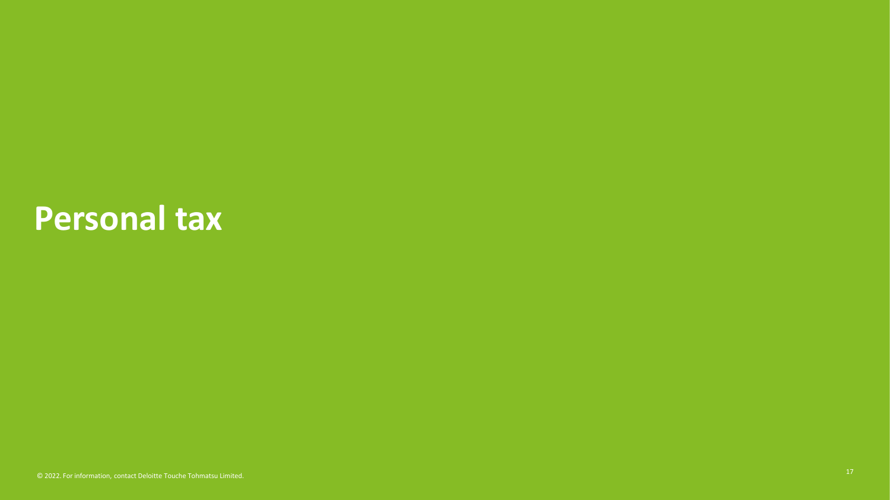# Personal tax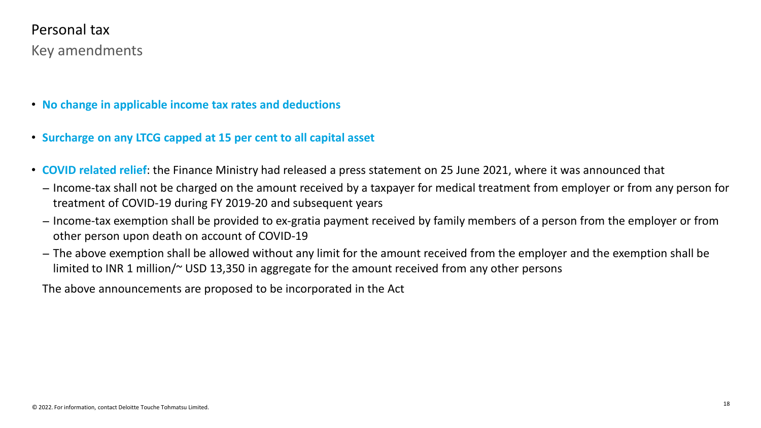# Personal tax

## Key amendments

- **No change in applicable income tax rates and deductions**
- **Surcharge on any LTCG capped at 15 per cent to all capital asset**
- **COVID related relief**: the Finance Ministry had released a press statement on 25 June 2021, where it was announced that
  - Income-tax shall not be charged on the amount received by a taxpayer for medical treatment from employer or from any person for treatment of COVID-19 during FY 2019-20 and subsequent years
  - Income-tax exemption shall be provided to ex-gratia payment received by family members of a person from the employer or from other person upon death on account of COVID-19
  - The above exemption shall be allowed without any limit for the amount received from the employer and the exemption shall be limited to INR 1 million/~ USD 13,350 in aggregate for the amount received from any other persons

  The above announcements are proposed to be incorporated in the Act

© 2022. For information, contact Deloitte Touche Tohmatsu Limited.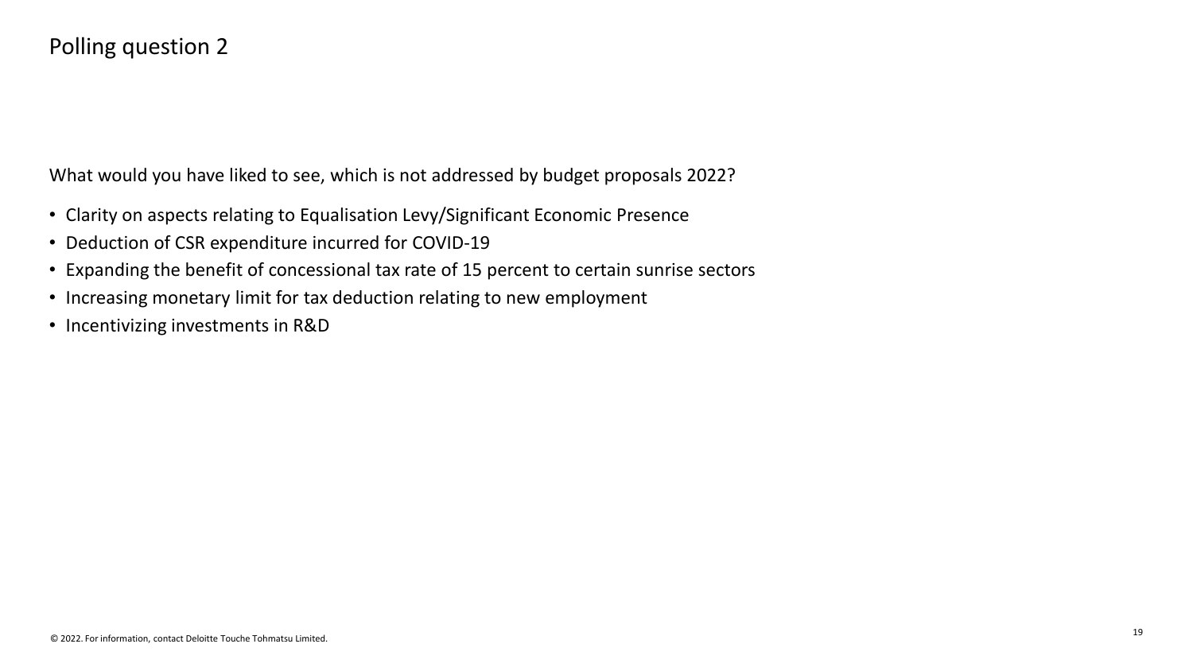# Polling question 2

What would you have liked to see, which is not addressed by budget proposals 2022?

- Clarity on aspects relating to Equalisation Levy/Significant Economic Presence
- Deduction of CSR expenditure incurred for COVID-19
- Expanding the benefit of concessional tax rate of 15 percent to certain sunrise sectors
- Increasing monetary limit for tax deduction relating to new employment
- Incentivizing investments in R&D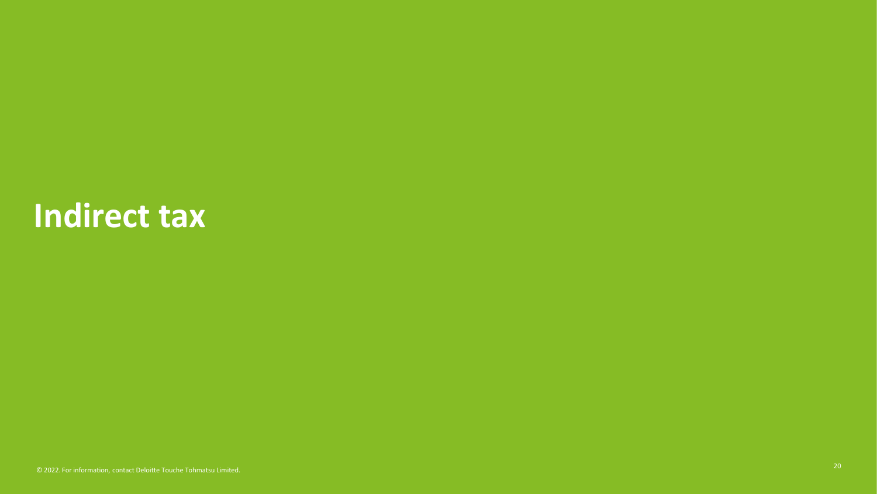# Indirect tax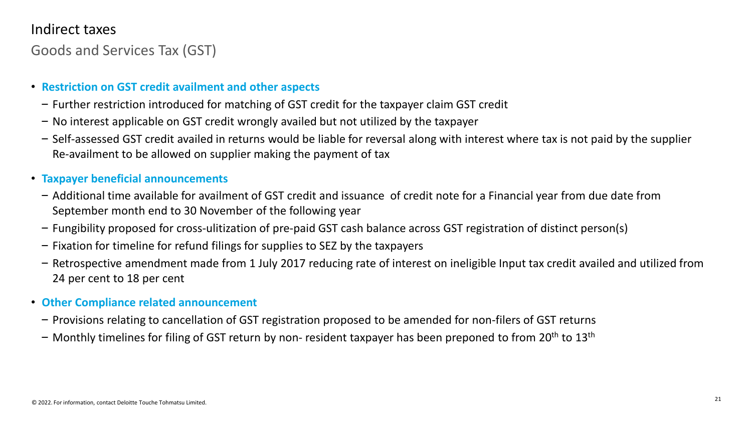# Indirect taxes

## Goods and Services Tax (GST)

- **Restriction on GST credit availment and other aspects**
  - Further restriction introduced for matching of GST credit for the taxpayer claim GST credit
  - No interest applicable on GST credit wrongly availed but not utilized by the taxpayer
  - Self-assessed GST credit availed in returns would be liable for reversal along with interest where tax is not paid by the supplier Re-availment to be allowed on supplier making the payment of tax
- **Taxpayer beneficial announcements**
  - Additional time available for availment of GST credit and issuance of credit note for a Financial year from due date from September month end to 30 November of the following year
  - Fungibility proposed for cross-ulitization of pre-paid GST cash balance across GST registration of distinct person(s)
  - Fixation for timeline for refund filings for supplies to SEZ by the taxpayers
  - Retrospective amendment made from 1 July 2017 reducing rate of interest on ineligible Input tax credit availed and utilized from 24 per cent to 18 per cent
- **Other Compliance related announcement**
  - Provisions relating to cancellation of GST registration proposed to be amended for non-filers of GST returns
  - Monthly timelines for filing of GST return by non- resident taxpayer has been preponed to from 20th to 13th

© 2022. For information, contact Deloitte Touche Tohmatsu Limited.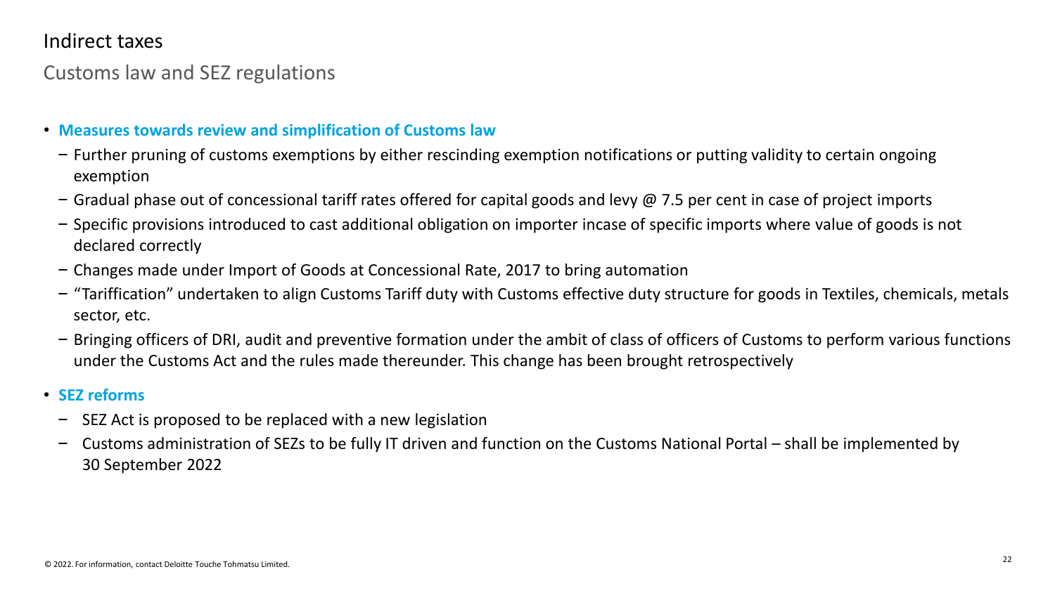# Indirect taxes

## Customs law and SEZ regulations

- **Measures towards review and simplification of Customs law**
  - Further pruning of customs exemptions by either rescinding exemption notifications or putting validity to certain ongoing exemption
  - Gradual phase out of concessional tariff rates offered for capital goods and levy @ 7.5 per cent in case of project imports
  - Specific provisions introduced to cast additional obligation on importer incase of specific imports where value of goods is not declared correctly
  - Changes made under Import of Goods at Concessional Rate, 2017 to bring automation
  - "Tariffication" undertaken to align Customs Tariff duty with Customs effective duty structure for goods in Textiles, chemicals, metals sector, etc.
  - Bringing officers of DRI, audit and preventive formation under the ambit of class of officers of Customs to perform various functions under the Customs Act and the rules made thereunder. This change has been brought retrospectively
- **SEZ reforms**
  - SEZ Act is proposed to be replaced with a new legislation
  - Customs administration of SEZs to be fully IT driven and function on the Customs National Portal – shall be implemented by 30 September 2022

© 2022. For information, contact Deloitte Touche Tohmatsu Limited.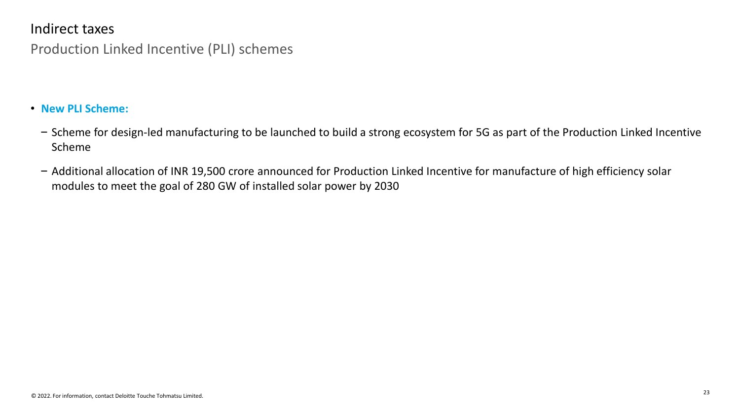# Indirect taxes

## Production Linked Incentive (PLI) schemes

- **New PLI Scheme:**
  - Scheme for design-led manufacturing to be launched to build a strong ecosystem for 5G as part of the Production Linked Incentive Scheme
  - Additional allocation of INR 19,500 crore announced for Production Linked Incentive for manufacture of high efficiency solar modules to meet the goal of 280 GW of installed solar power by 2030

© 2022. For information, contact Deloitte Touche Tohmatsu Limited.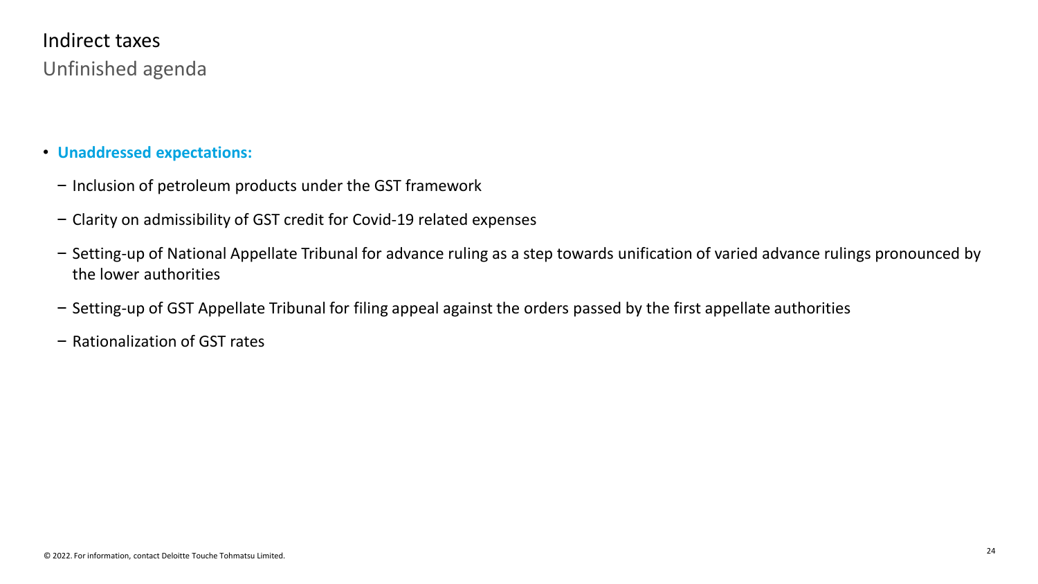# Indirect taxes

## Unfinished agenda

- **Unaddressed expectations:**
  - Inclusion of petroleum products under the GST framework
  - Clarity on admissibility of GST credit for Covid-19 related expenses
  - Setting-up of National Appellate Tribunal for advance ruling as a step towards unification of varied advance rulings pronounced by the lower authorities
  - Setting-up of GST Appellate Tribunal for filing appeal against the orders passed by the first appellate authorities
  - Rationalization of GST rates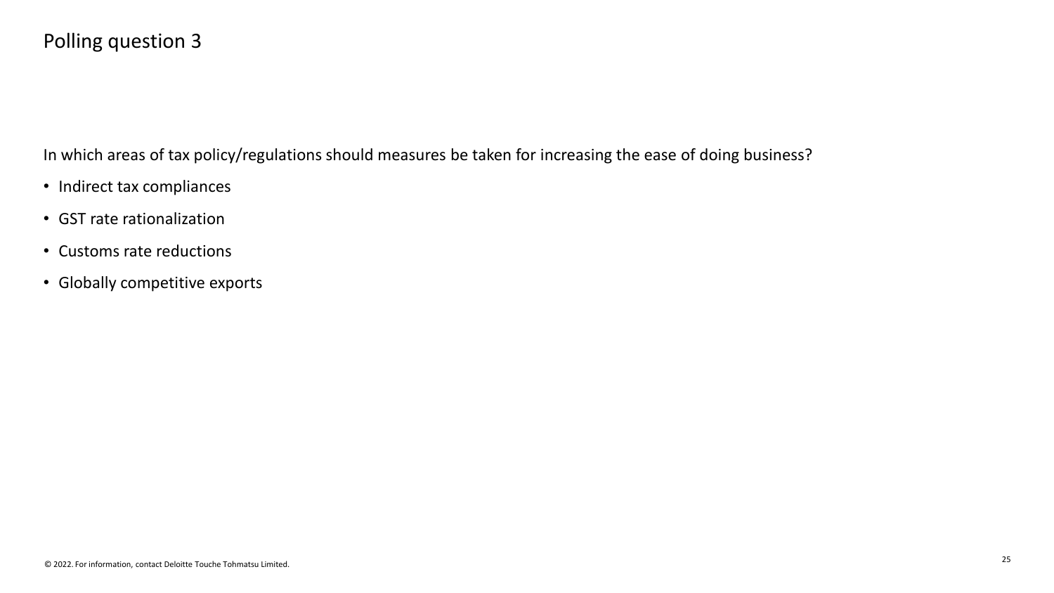# Polling question 3

In which areas of tax policy/regulations should measures be taken for increasing the ease of doing business?

- Indirect tax compliances
- GST rate rationalization
- Customs rate reductions
- Globally competitive exports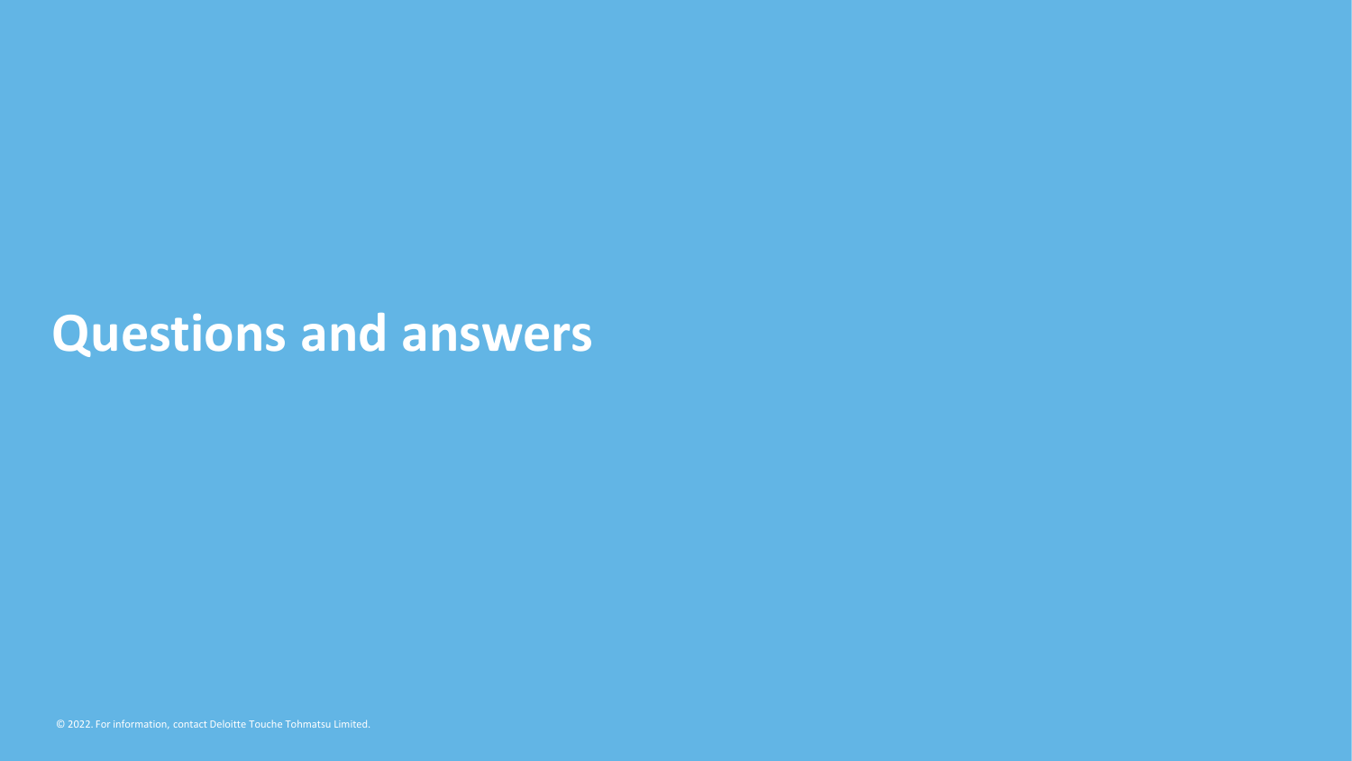# Questions and answers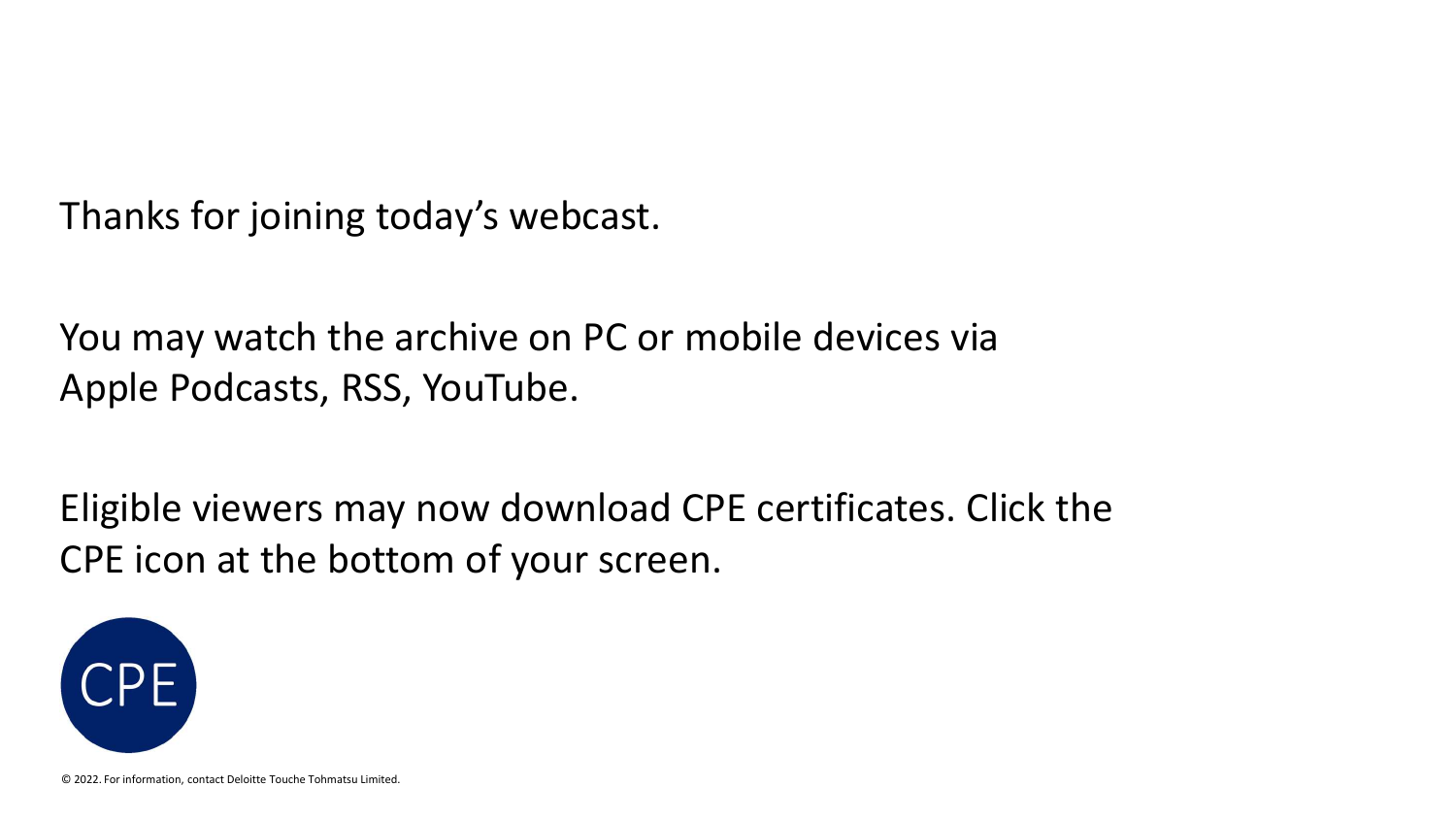Thanks for joining today's webcast.

You may watch the archive on PC or mobile devices via Apple Podcasts, RSS, YouTube.

Eligible viewers may now download CPE certificates. Click the CPE icon at the bottom of your screen.

CPE

© 2022. For information, contact Deloitte Touche Tohmatsu Limited.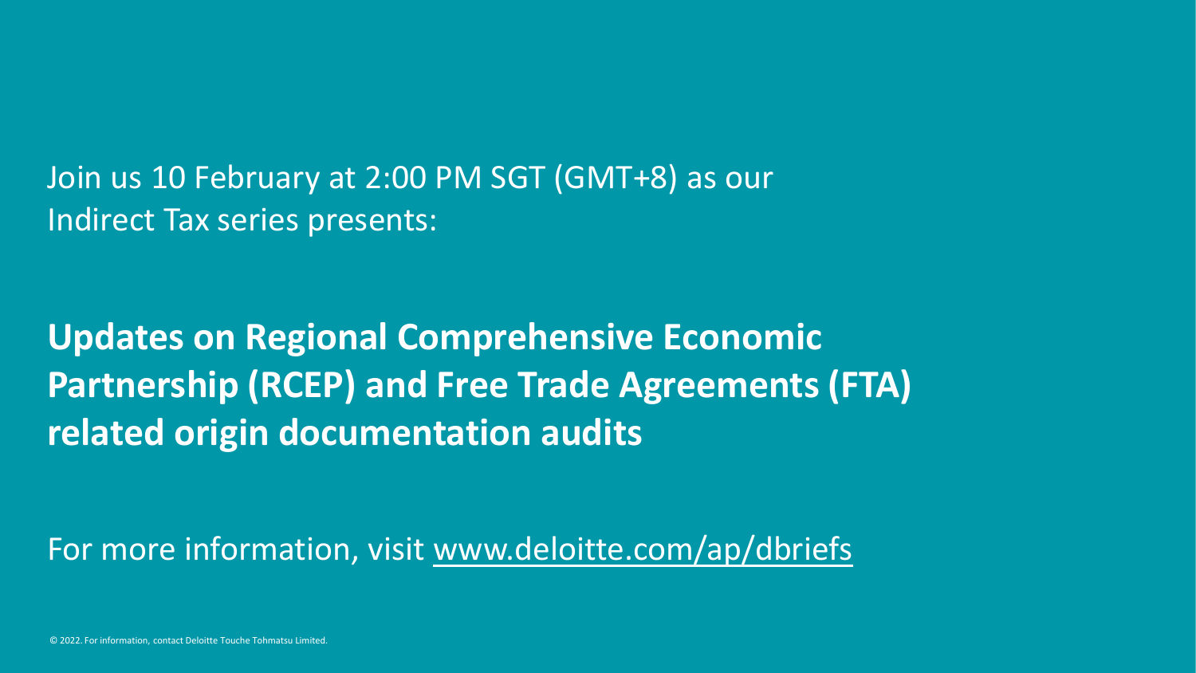Join us 10 February at 2:00 PM SGT (GMT+8) as our Indirect Tax series presents:

**Updates on Regional Comprehensive Economic Partnership (RCEP) and Free Trade Agreements (FTA) related origin documentation audits**

For more information, visit www.deloitte.com/ap/dbriefs

© 2022. For information, contact Deloitte Touche Tohmatsu Limited.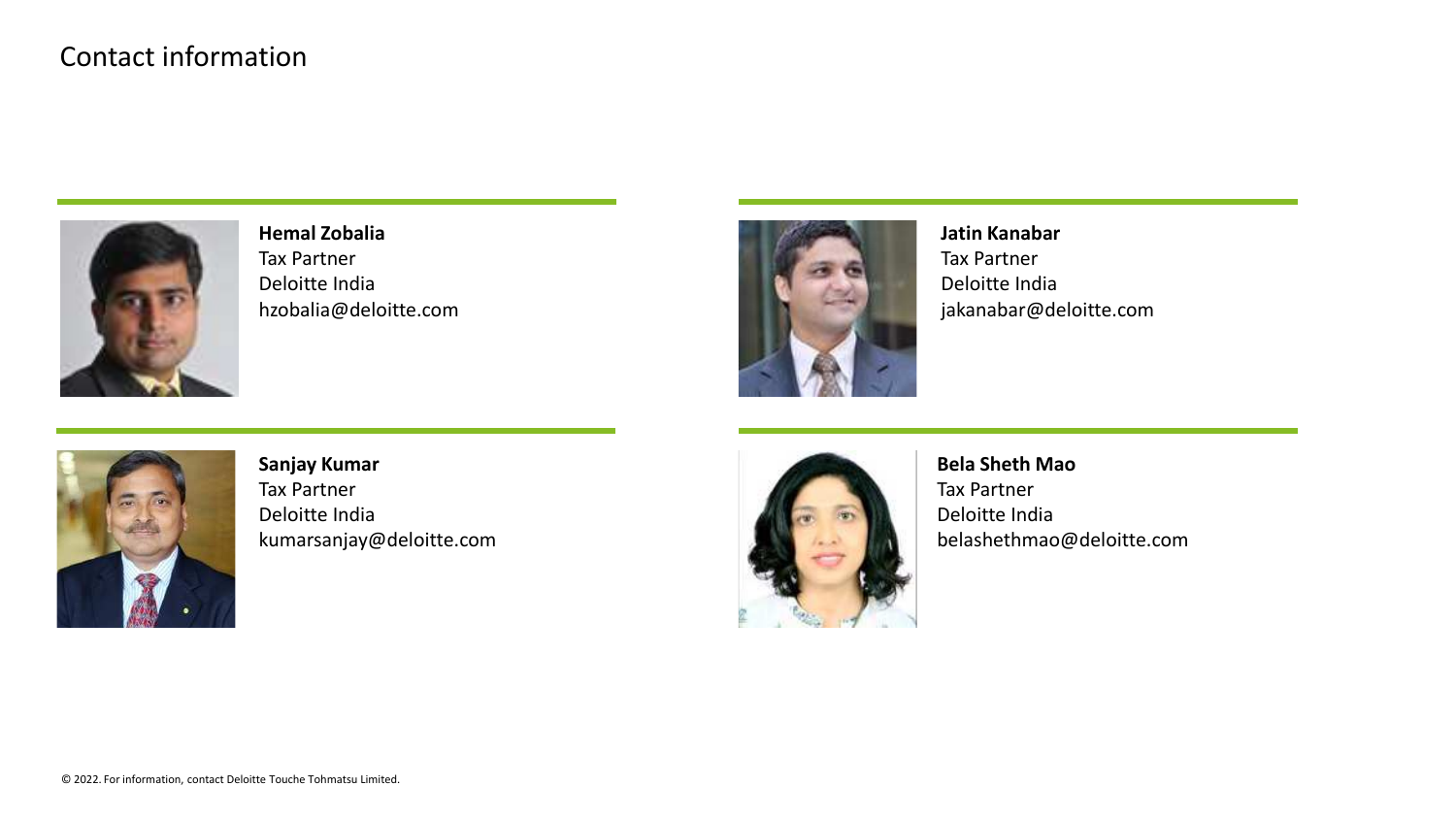# Contact information

**Hemal Zobalia**
Tax Partner
Deloitte India
hzobalia@deloitte.com

**Jatin Kanabar**
Tax Partner
Deloitte India
jakanabar@deloitte.com

**Sanjay Kumar**
Tax Partner
Deloitte India
kumarsanjay@deloitte.com

**Bela Sheth Mao**
Tax Partner
Deloitte India
belashethmao@deloitte.com

© 2022. For information, contact Deloitte Touche Tohmatsu Limited.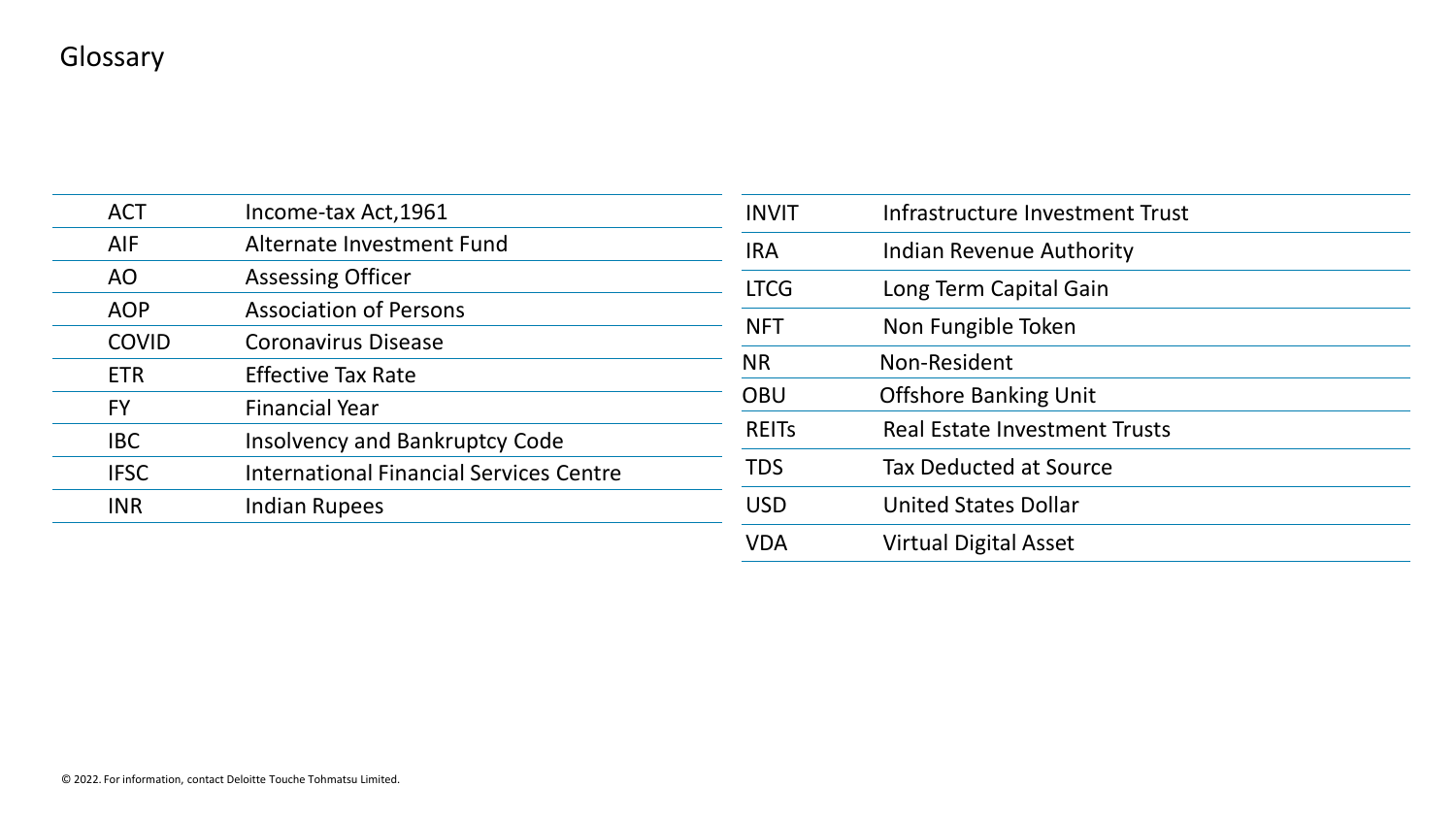# Glossary

| | |
|---|---|
| ACT | Income-tax Act,1961 |
| AIF | Alternate Investment Fund |
| AO | Assessing Officer |
| AOP | Association of Persons |
| COVID | Coronavirus Disease |
| ETR | Effective Tax Rate |
| FY | Financial Year |
| IBC | Insolvency and Bankruptcy Code |
| IFSC | International Financial Services Centre |
| INR | Indian Rupees |
| INVIT | Infrastructure Investment Trust |
| IRA | Indian Revenue Authority |
| LTCG | Long Term Capital Gain |
| NFT | Non Fungible Token |
| NR | Non-Resident |
| OBU | Offshore Banking Unit |
| REITs | Real Estate Investment Trusts |
| TDS | Tax Deducted at Source |
| USD | United States Dollar |
| VDA | Virtual Digital Asset |

© 2022. For information, contact Deloitte Touche Tohmatsu Limited.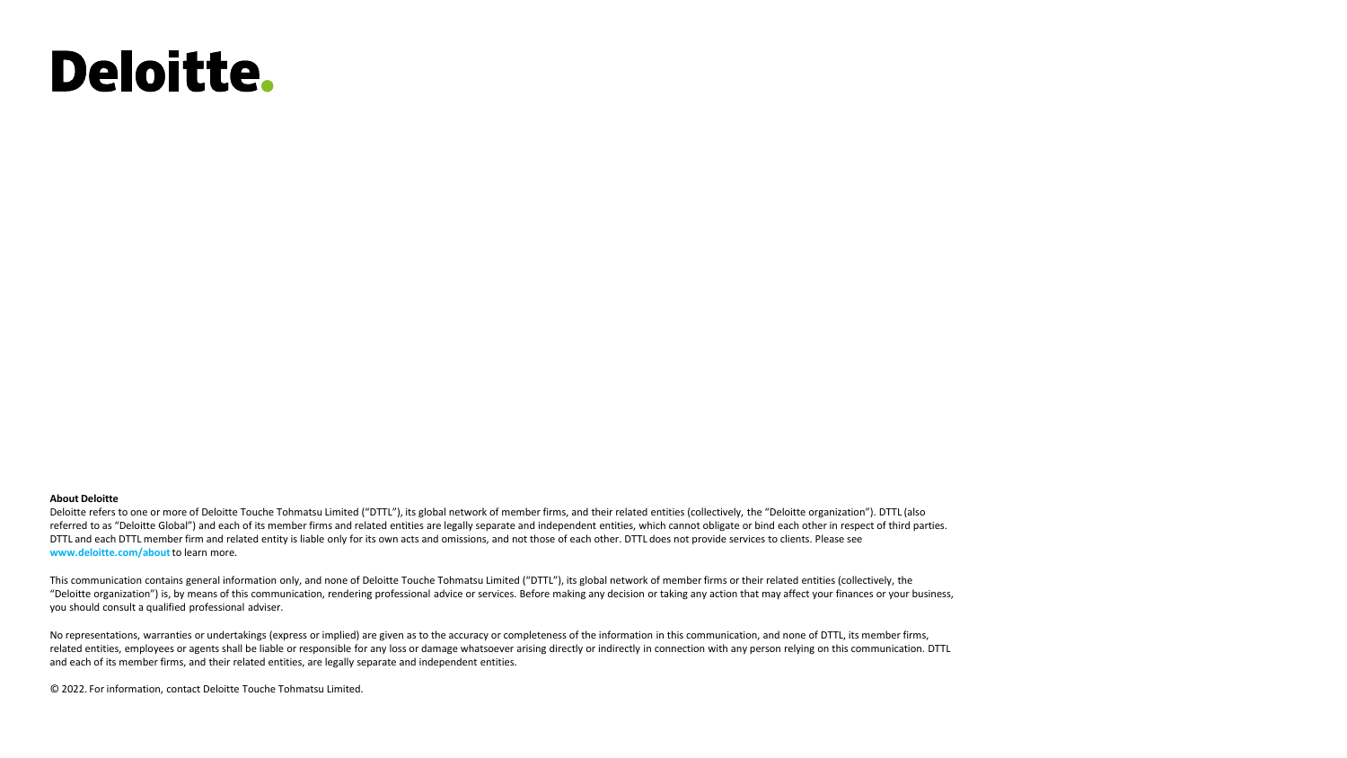# Deloitte.

**About Deloitte**

Deloitte refers to one or more of Deloitte Touche Tohmatsu Limited ("DTTL"), its global network of member firms, and their related entities (collectively, the "Deloitte organization"). DTTL (also referred to as "Deloitte Global") and each of its member firms and related entities are legally separate and independent entities, which cannot obligate or bind each other in respect of third parties. DTTL and each DTTL member firm and related entity is liable only for its own acts and omissions, and not those of each other. DTTL does not provide services to clients. Please see **www.deloitte.com/about** to learn more.

This communication contains general information only, and none of Deloitte Touche Tohmatsu Limited ("DTTL"), its global network of member firms or their related entities (collectively, the "Deloitte organization") is, by means of this communication, rendering professional advice or services. Before making any decision or taking any action that may affect your finances or your business, you should consult a qualified professional adviser.

No representations, warranties or undertakings (express or implied) are given as to the accuracy or completeness of the information in this communication, and none of DTTL, its member firms, related entities, employees or agents shall be liable or responsible for any loss or damage whatsoever arising directly or indirectly in connection with any person relying on this communication. DTTL and each of its member firms, and their related entities, are legally separate and independent entities.

© 2022. For information, contact Deloitte Touche Tohmatsu Limited.